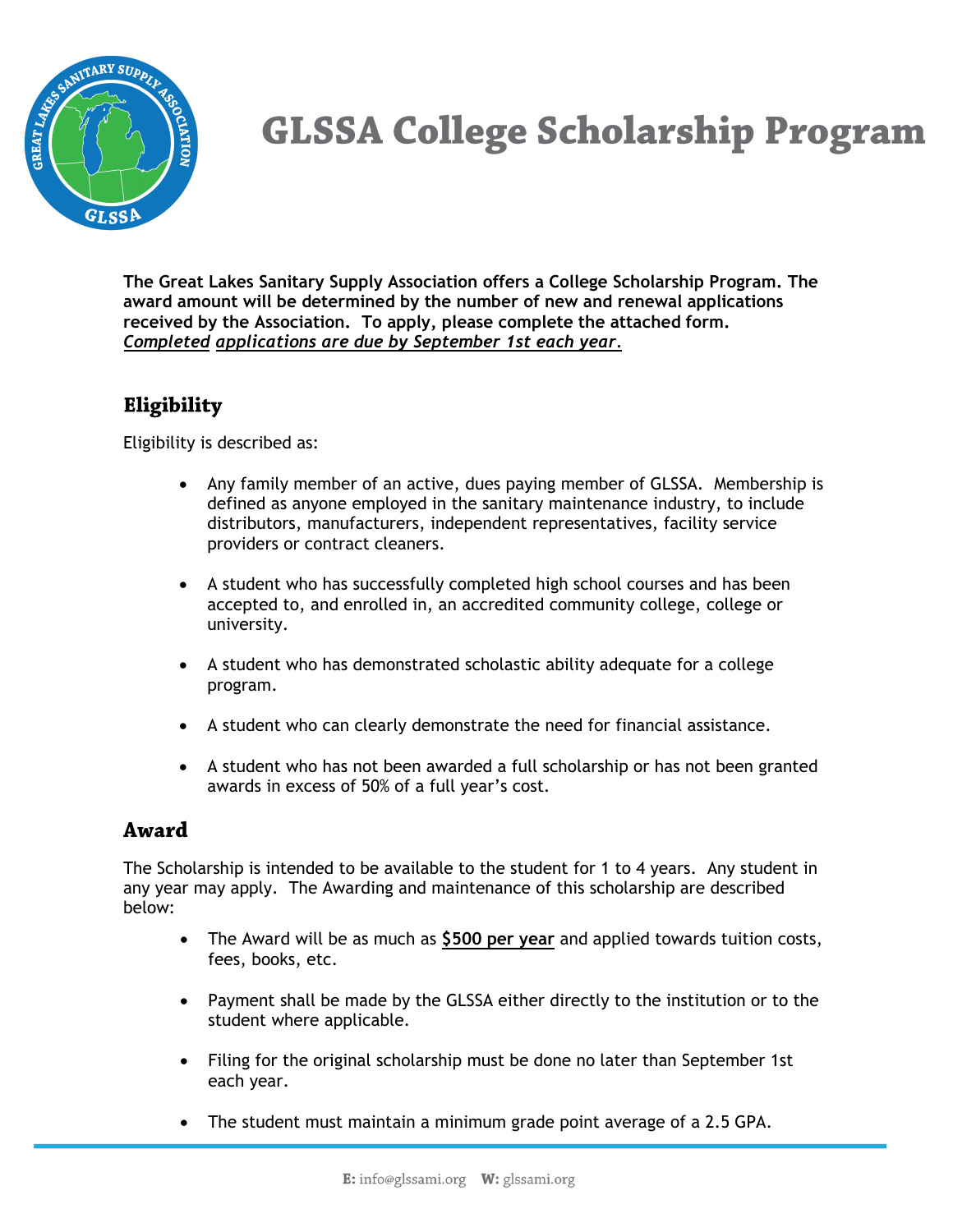# GLSSA College Scholarship Program

**The Great Lakes Sanitary Supply Association offers a College Scholarship Program. The award amount will be determined by the number of new and renewal applications received by the Association. To apply, please complete the attached form.** ***Completed applications are due by September 1st each year.***

## Eligibility

Eligibility is described as:

- Any family member of an active, dues paying member of GLSSA. Membership is defined as anyone employed in the sanitary maintenance industry, to include distributors, manufacturers, independent representatives, facility service providers or contract cleaners.
- A student who has successfully completed high school courses and has been accepted to, and enrolled in, an accredited community college, college or university.
- A student who has demonstrated scholastic ability adequate for a college program.
- A student who can clearly demonstrate the need for financial assistance.
- A student who has not been awarded a full scholarship or has not been granted awards in excess of 50% of a full year's cost.

## Award

The Scholarship is intended to be available to the student for 1 to 4 years. Any student in any year may apply. The Awarding and maintenance of this scholarship are described below:

- The Award will be as much as **$500 per year** and applied towards tuition costs, fees, books, etc.
- Payment shall be made by the GLSSA either directly to the institution or to the student where applicable.
- Filing for the original scholarship must be done no later than September 1st each year.
- The student must maintain a minimum grade point average of a 2.5 GPA.

**E:** info@glssami.org **W:** glssami.org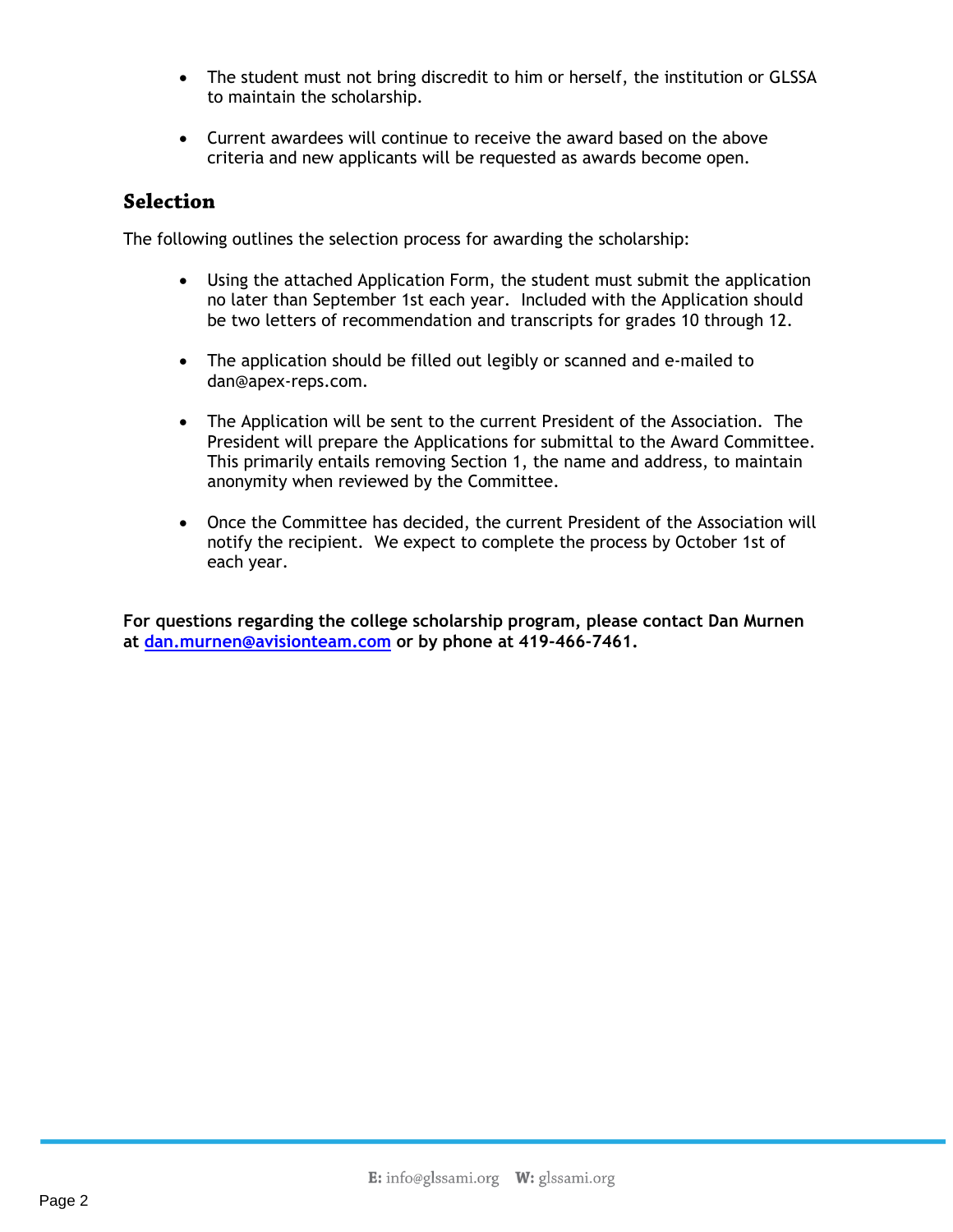- The student must not bring discredit to him or herself, the institution or GLSSA to maintain the scholarship.

- Current awardees will continue to receive the award based on the above criteria and new applicants will be requested as awards become open.

## Selection

The following outlines the selection process for awarding the scholarship:

- Using the attached Application Form, the student must submit the application no later than September 1st each year. Included with the Application should be two letters of recommendation and transcripts for grades 10 through 12.

- The application should be filled out legibly or scanned and e-mailed to dan@apex-reps.com.

- The Application will be sent to the current President of the Association. The President will prepare the Applications for submittal to the Award Committee. This primarily entails removing Section 1, the name and address, to maintain anonymity when reviewed by the Committee.

- Once the Committee has decided, the current President of the Association will notify the recipient. We expect to complete the process by October 1st of each year.

**For questions regarding the college scholarship program, please contact Dan Murnen at dan.murnen@avisionteam.com or by phone at 419-466-7461.**